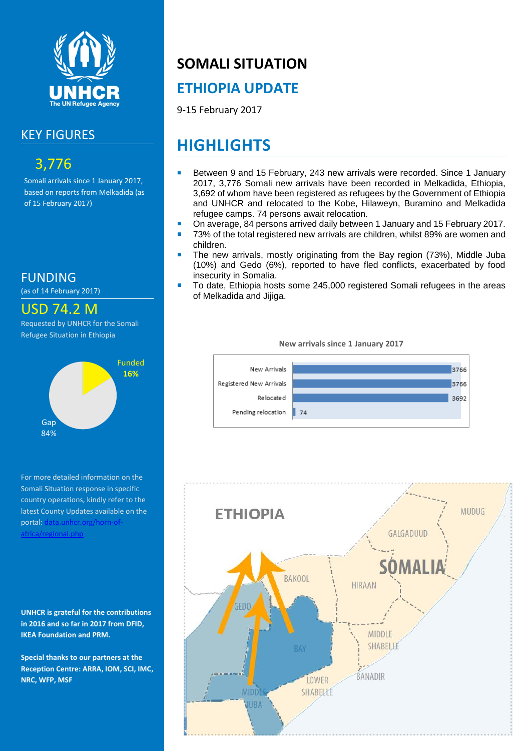# SOMALI SITUATION

## ETHIOPIA UPDATE

9-15 February 2017

## KEY FIGURES

**3,776**

Somali arrivals since 1 January 2017, based on reports from Melkadida (as of 15 February 2017)

## FUNDING

(as of 14 February 2017)

**USD 74.2 M**

Requested by UNHCR for the Somali Refugee Situation in Ethiopia

Funded 16%

Gap 84%

For more detailed information on the Somali Situation response in specific country operations, kindly refer to the latest County Updates available on the portal: data.unhcr.org/horn-of-africa/regional.php

**UNHCR is grateful for the contributions in 2016 and so far in 2017 from DFID, IKEA Foundation and PRM.**

**Special thanks to our partners at the Reception Centre: ARRA, IOM, SCI, IMC, NRC, WFP, MSF**

## HIGHLIGHTS

- Between 9 and 15 February, 243 new arrivals were recorded. Since 1 January 2017, 3,776 Somali new arrivals have been recorded in Melkadida, Ethiopia, 3,692 of whom have been registered as refugees by the Government of Ethiopia and UNHCR and relocated to the Kobe, Hilaweyn, Buramino and Melkadida refugee camps. 74 persons await relocation.
- On average, 84 persons arrived daily between 1 January and 15 February 2017.
- 73% of the total registered new arrivals are children, whilst 89% are women and children.
- The new arrivals, mostly originating from the Bay region (73%), Middle Juba (10%) and Gedo (6%), reported to have fled conflicts, exacerbated by food insecurity in Somalia.
- To date, Ethiopia hosts some 245,000 registered Somali refugees in the areas of Melkadida and Jijiga.

**New arrivals since 1 January 2017**

| Category | Number |
|---|---|
| New Arrivals | 3766 |
| Registered New Arrivals | 3766 |
| Relocated | 3692 |
| Pending relocation | 74 |

ETHIOPIA — SOMALIA — MUDUG — GALGADUUD — BAKOOL — HIRAAN — GEDO — BAY — MIDDLE SHABELLE — BANADIR — LOWER SHABELLE — MIDDLE JUBA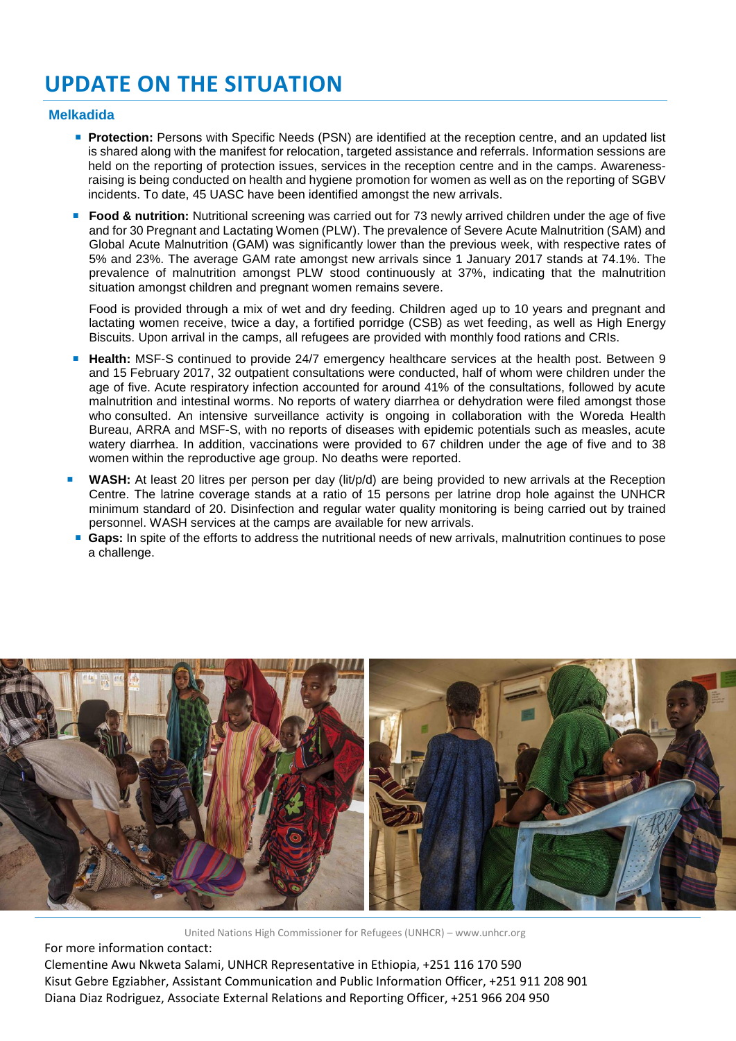# UPDATE ON THE SITUATION

### Melkadida

- **Protection:** Persons with Specific Needs (PSN) are identified at the reception centre, and an updated list is shared along with the manifest for relocation, targeted assistance and referrals. Information sessions are held on the reporting of protection issues, services in the reception centre and in the camps. Awareness-raising is being conducted on health and hygiene promotion for women as well as on the reporting of SGBV incidents. To date, 45 UASC have been identified amongst the new arrivals.
- **Food & nutrition:** Nutritional screening was carried out for 73 newly arrived children under the age of five and for 30 Pregnant and Lactating Women (PLW). The prevalence of Severe Acute Malnutrition (SAM) and Global Acute Malnutrition (GAM) was significantly lower than the previous week, with respective rates of 5% and 23%. The average GAM rate amongst new arrivals since 1 January 2017 stands at 74.1%. The prevalence of malnutrition amongst PLW stood continuously at 37%, indicating that the malnutrition situation amongst children and pregnant women remains severe.

  Food is provided through a mix of wet and dry feeding. Children aged up to 10 years and pregnant and lactating women receive, twice a day, a fortified porridge (CSB) as wet feeding, as well as High Energy Biscuits. Upon arrival in the camps, all refugees are provided with monthly food rations and CRIs.
- **Health:** MSF-S continued to provide 24/7 emergency healthcare services at the health post. Between 9 and 15 February 2017, 32 outpatient consultations were conducted, half of whom were children under the age of five. Acute respiratory infection accounted for around 41% of the consultations, followed by acute malnutrition and intestinal worms. No reports of watery diarrhea or dehydration were filed amongst those who consulted. An intensive surveillance activity is ongoing in collaboration with the Woreda Health Bureau, ARRA and MSF-S, with no reports of diseases with epidemic potentials such as measles, acute watery diarrhea. In addition, vaccinations were provided to 67 children under the age of five and to 38 women within the reproductive age group. No deaths were reported.
- **WASH:** At least 20 litres per person per day (lit/p/d) are being provided to new arrivals at the Reception Centre. The latrine coverage stands at a ratio of 15 persons per latrine drop hole against the UNHCR minimum standard of 20. Disinfection and regular water quality monitoring is being carried out by trained personnel. WASH services at the camps are available for new arrivals.
- **Gaps:** In spite of the efforts to address the nutritional needs of new arrivals, malnutrition continues to pose a challenge.

United Nations High Commissioner for Refugees (UNHCR) – www.unhcr.org

For more information contact:

Clementine Awu Nkweta Salami, UNHCR Representative in Ethiopia, +251 116 170 590

Kisut Gebre Egziabher, Assistant Communication and Public Information Officer, +251 911 208 901

Diana Diaz Rodriguez, Associate External Relations and Reporting Officer, +251 966 204 950